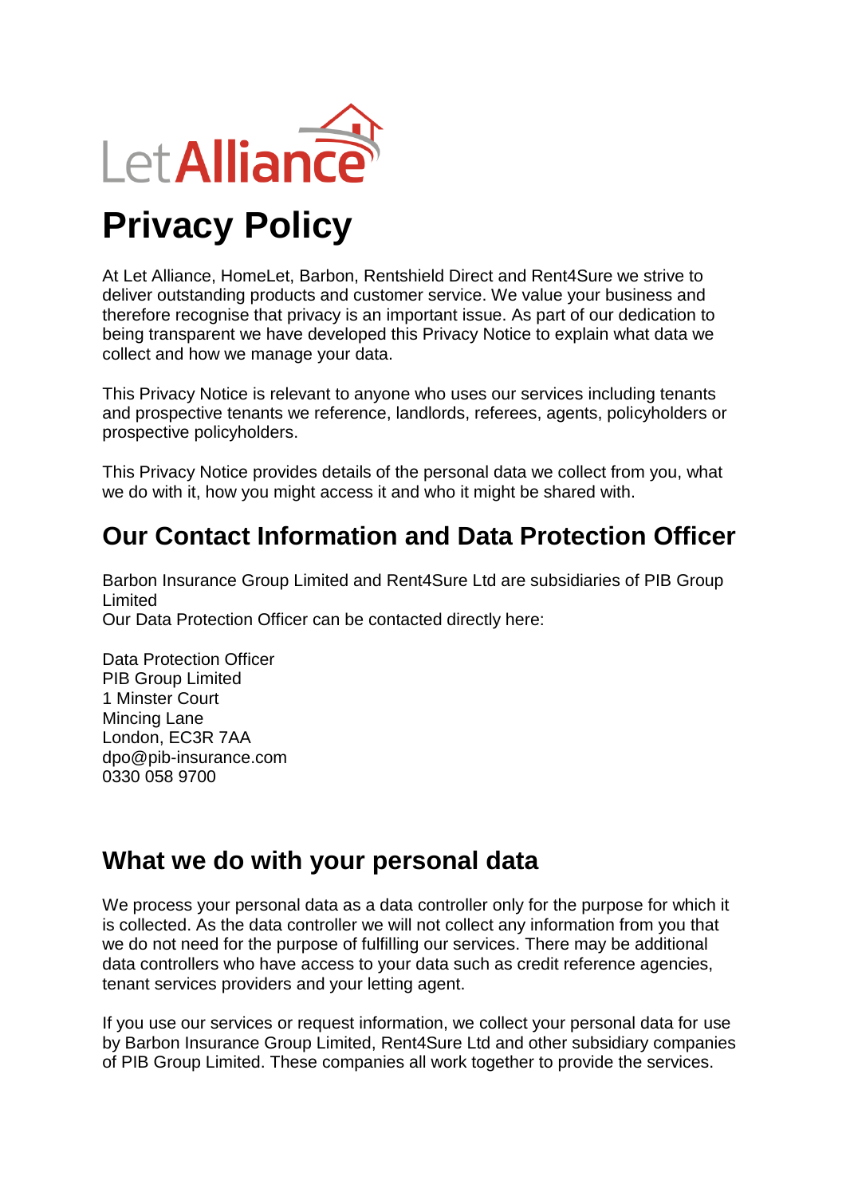Let Alliance

# Privacy Policy

At Let Alliance, HomeLet, Barbon, Rentshield Direct and Rent4Sure we strive to deliver outstanding products and customer service. We value your business and therefore recognise that privacy is an important issue. As part of our dedication to being transparent we have developed this Privacy Notice to explain what data we collect and how we manage your data.

This Privacy Notice is relevant to anyone who uses our services including tenants and prospective tenants we reference, landlords, referees, agents, policyholders or prospective policyholders.

This Privacy Notice provides details of the personal data we collect from you, what we do with it, how you might access it and who it might be shared with.

## Our Contact Information and Data Protection Officer

Barbon Insurance Group Limited and Rent4Sure Ltd are subsidiaries of PIB Group Limited
Our Data Protection Officer can be contacted directly here:

Data Protection Officer
PIB Group Limited
1 Minster Court
Mincing Lane
London, EC3R 7AA
dpo@pib-insurance.com
0330 058 9700

## What we do with your personal data

We process your personal data as a data controller only for the purpose for which it is collected. As the data controller we will not collect any information from you that we do not need for the purpose of fulfilling our services. There may be additional data controllers who have access to your data such as credit reference agencies, tenant services providers and your letting agent.

If you use our services or request information, we collect your personal data for use by Barbon Insurance Group Limited, Rent4Sure Ltd and other subsidiary companies of PIB Group Limited. These companies all work together to provide the services.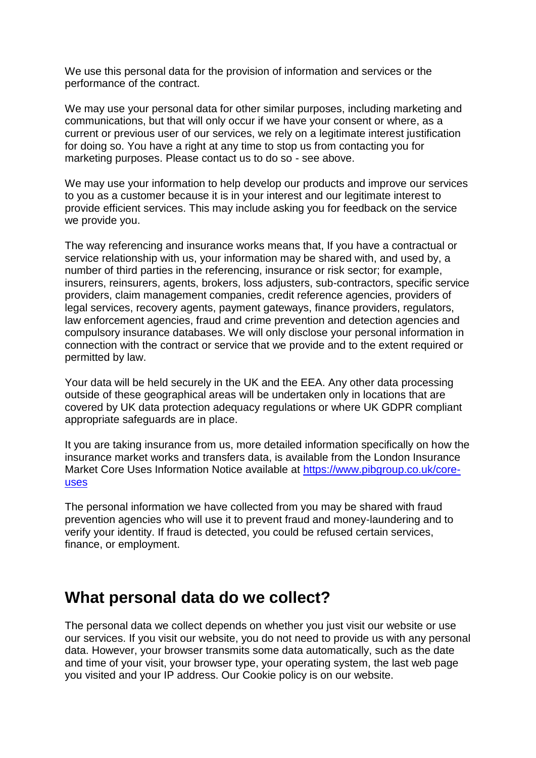We use this personal data for the provision of information and services or the performance of the contract.

We may use your personal data for other similar purposes, including marketing and communications, but that will only occur if we have your consent or where, as a current or previous user of our services, we rely on a legitimate interest justification for doing so. You have a right at any time to stop us from contacting you for marketing purposes. Please contact us to do so - see above.

We may use your information to help develop our products and improve our services to you as a customer because it is in your interest and our legitimate interest to provide efficient services. This may include asking you for feedback on the service we provide you.

The way referencing and insurance works means that, If you have a contractual or service relationship with us, your information may be shared with, and used by, a number of third parties in the referencing, insurance or risk sector; for example, insurers, reinsurers, agents, brokers, loss adjusters, sub-contractors, specific service providers, claim management companies, credit reference agencies, providers of legal services, recovery agents, payment gateways, finance providers, regulators, law enforcement agencies, fraud and crime prevention and detection agencies and compulsory insurance databases. We will only disclose your personal information in connection with the contract or service that we provide and to the extent required or permitted by law.

Your data will be held securely in the UK and the EEA. Any other data processing outside of these geographical areas will be undertaken only in locations that are covered by UK data protection adequacy regulations or where UK GDPR compliant appropriate safeguards are in place.

It you are taking insurance from us, more detailed information specifically on how the insurance market works and transfers data, is available from the London Insurance Market Core Uses Information Notice available at [https://www.pibgroup.co.uk/core-uses](https://www.pibgroup.co.uk/core-uses)

The personal information we have collected from you may be shared with fraud prevention agencies who will use it to prevent fraud and money-laundering and to verify your identity. If fraud is detected, you could be refused certain services, finance, or employment.

## What personal data do we collect?

The personal data we collect depends on whether you just visit our website or use our services. If you visit our website, you do not need to provide us with any personal data. However, your browser transmits some data automatically, such as the date and time of your visit, your browser type, your operating system, the last web page you visited and your IP address. Our Cookie policy is on our website.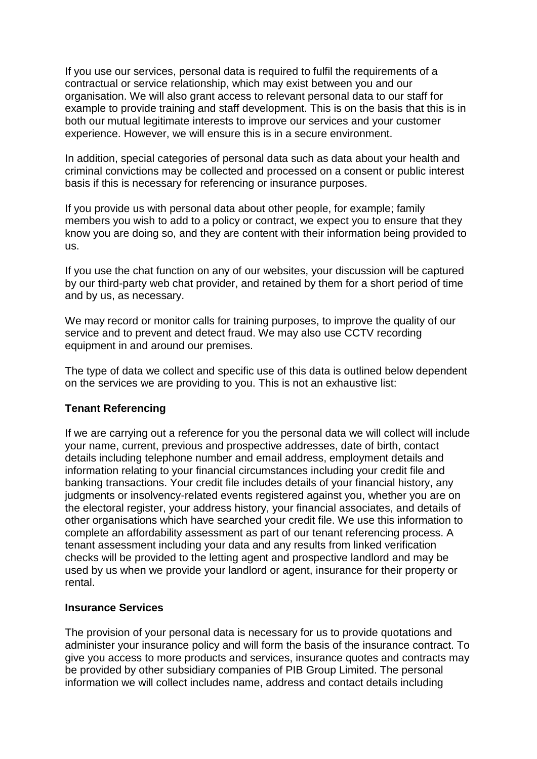If you use our services, personal data is required to fulfil the requirements of a contractual or service relationship, which may exist between you and our organisation. We will also grant access to relevant personal data to our staff for example to provide training and staff development. This is on the basis that this is in both our mutual legitimate interests to improve our services and your customer experience. However, we will ensure this is in a secure environment.

In addition, special categories of personal data such as data about your health and criminal convictions may be collected and processed on a consent or public interest basis if this is necessary for referencing or insurance purposes.

If you provide us with personal data about other people, for example; family members you wish to add to a policy or contract, we expect you to ensure that they know you are doing so, and they are content with their information being provided to us.

If you use the chat function on any of our websites, your discussion will be captured by our third-party web chat provider, and retained by them for a short period of time and by us, as necessary.

We may record or monitor calls for training purposes, to improve the quality of our service and to prevent and detect fraud. We may also use CCTV recording equipment in and around our premises.

The type of data we collect and specific use of this data is outlined below dependent on the services we are providing to you. This is not an exhaustive list:

**Tenant Referencing**

If we are carrying out a reference for you the personal data we will collect will include your name, current, previous and prospective addresses, date of birth, contact details including telephone number and email address, employment details and information relating to your financial circumstances including your credit file and banking transactions. Your credit file includes details of your financial history, any judgments or insolvency-related events registered against you, whether you are on the electoral register, your address history, your financial associates, and details of other organisations which have searched your credit file. We use this information to complete an affordability assessment as part of our tenant referencing process. A tenant assessment including your data and any results from linked verification checks will be provided to the letting agent and prospective landlord and may be used by us when we provide your landlord or agent, insurance for their property or rental.

**Insurance Services**

The provision of your personal data is necessary for us to provide quotations and administer your insurance policy and will form the basis of the insurance contract. To give you access to more products and services, insurance quotes and contracts may be provided by other subsidiary companies of PIB Group Limited. The personal information we will collect includes name, address and contact details including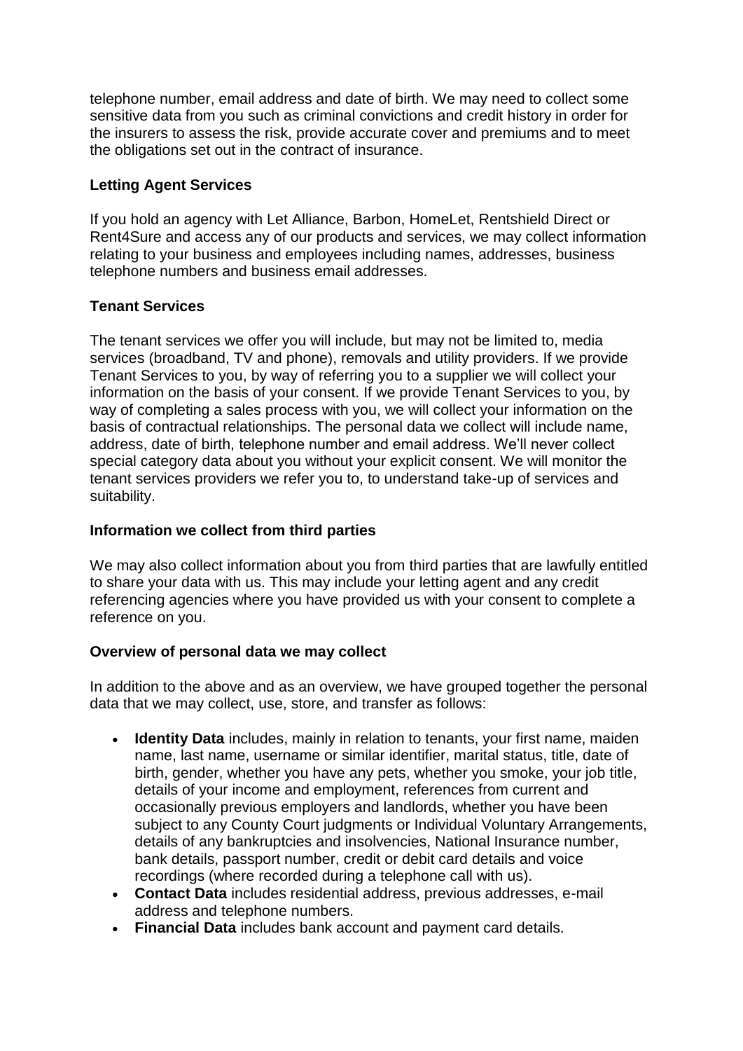telephone number, email address and date of birth. We may need to collect some sensitive data from you such as criminal convictions and credit history in order for the insurers to assess the risk, provide accurate cover and premiums and to meet the obligations set out in the contract of insurance.

### Letting Agent Services

If you hold an agency with Let Alliance, Barbon, HomeLet, Rentshield Direct or Rent4Sure and access any of our products and services, we may collect information relating to your business and employees including names, addresses, business telephone numbers and business email addresses.

### Tenant Services

The tenant services we offer you will include, but may not be limited to, media services (broadband, TV and phone), removals and utility providers. If we provide Tenant Services to you, by way of referring you to a supplier we will collect your information on the basis of your consent. If we provide Tenant Services to you, by way of completing a sales process with you, we will collect your information on the basis of contractual relationships. The personal data we collect will include name, address, date of birth, telephone number and email address. We'll never collect special category data about you without your explicit consent. We will monitor the tenant services providers we refer you to, to understand take-up of services and suitability.

### Information we collect from third parties

We may also collect information about you from third parties that are lawfully entitled to share your data with us. This may include your letting agent and any credit referencing agencies where you have provided us with your consent to complete a reference on you.

### Overview of personal data we may collect

In addition to the above and as an overview, we have grouped together the personal data that we may collect, use, store, and transfer as follows:

- **Identity Data** includes, mainly in relation to tenants, your first name, maiden name, last name, username or similar identifier, marital status, title, date of birth, gender, whether you have any pets, whether you smoke, your job title, details of your income and employment, references from current and occasionally previous employers and landlords, whether you have been subject to any County Court judgments or Individual Voluntary Arrangements, details of any bankruptcies and insolvencies, National Insurance number, bank details, passport number, credit or debit card details and voice recordings (where recorded during a telephone call with us).
- **Contact Data** includes residential address, previous addresses, e-mail address and telephone numbers.
- **Financial Data** includes bank account and payment card details.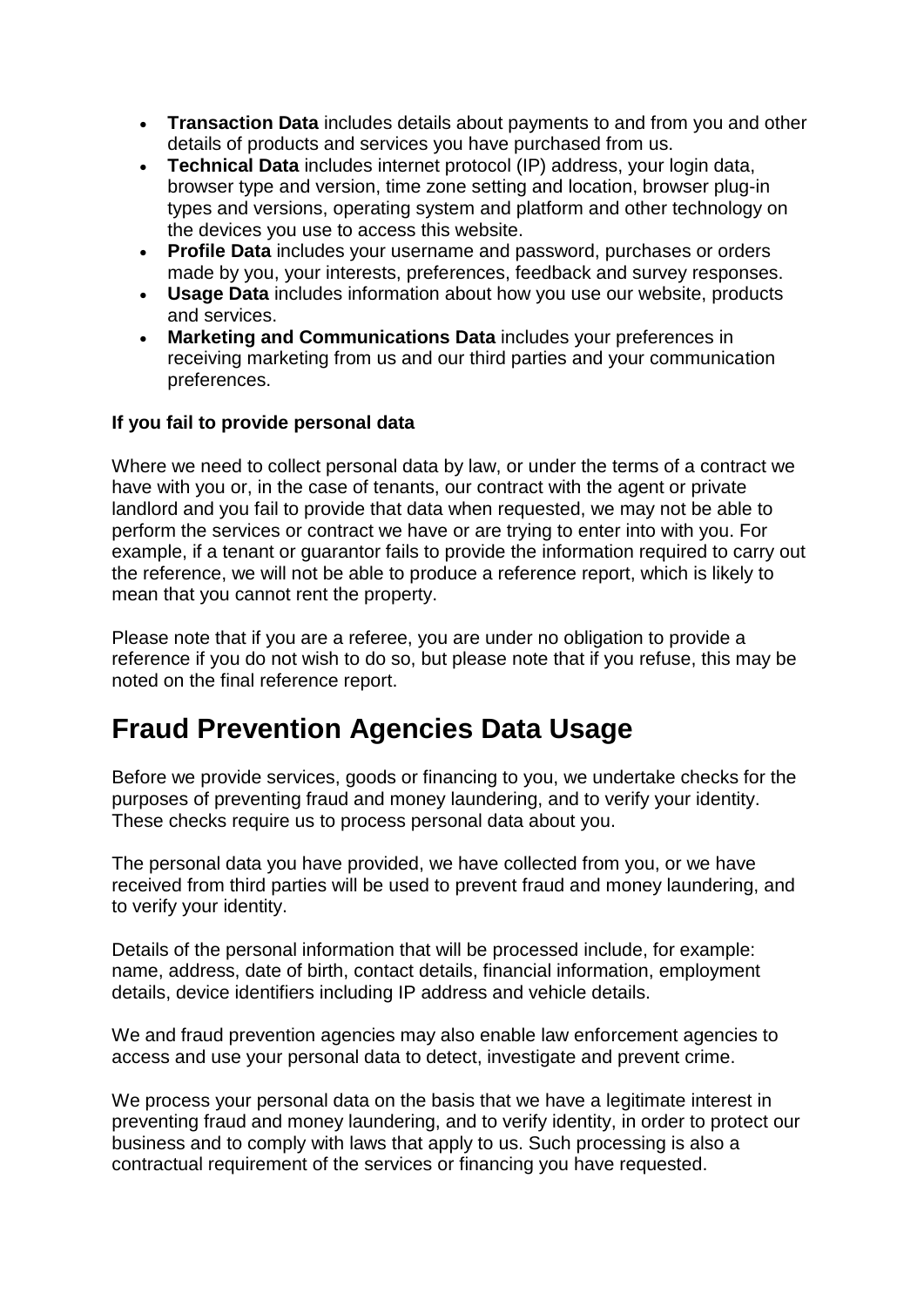- **Transaction Data** includes details about payments to and from you and other details of products and services you have purchased from us.
- **Technical Data** includes internet protocol (IP) address, your login data, browser type and version, time zone setting and location, browser plug-in types and versions, operating system and platform and other technology on the devices you use to access this website.
- **Profile Data** includes your username and password, purchases or orders made by you, your interests, preferences, feedback and survey responses.
- **Usage Data** includes information about how you use our website, products and services.
- **Marketing and Communications Data** includes your preferences in receiving marketing from us and our third parties and your communication preferences.

**If you fail to provide personal data**

Where we need to collect personal data by law, or under the terms of a contract we have with you or, in the case of tenants, our contract with the agent or private landlord and you fail to provide that data when requested, we may not be able to perform the services or contract we have or are trying to enter into with you. For example, if a tenant or guarantor fails to provide the information required to carry out the reference, we will not be able to produce a reference report, which is likely to mean that you cannot rent the property.

Please note that if you are a referee, you are under no obligation to provide a reference if you do not wish to do so, but please note that if you refuse, this may be noted on the final reference report.

# Fraud Prevention Agencies Data Usage

Before we provide services, goods or financing to you, we undertake checks for the purposes of preventing fraud and money laundering, and to verify your identity. These checks require us to process personal data about you.

The personal data you have provided, we have collected from you, or we have received from third parties will be used to prevent fraud and money laundering, and to verify your identity.

Details of the personal information that will be processed include, for example: name, address, date of birth, contact details, financial information, employment details, device identifiers including IP address and vehicle details.

We and fraud prevention agencies may also enable law enforcement agencies to access and use your personal data to detect, investigate and prevent crime.

We process your personal data on the basis that we have a legitimate interest in preventing fraud and money laundering, and to verify identity, in order to protect our business and to comply with laws that apply to us. Such processing is also a contractual requirement of the services or financing you have requested.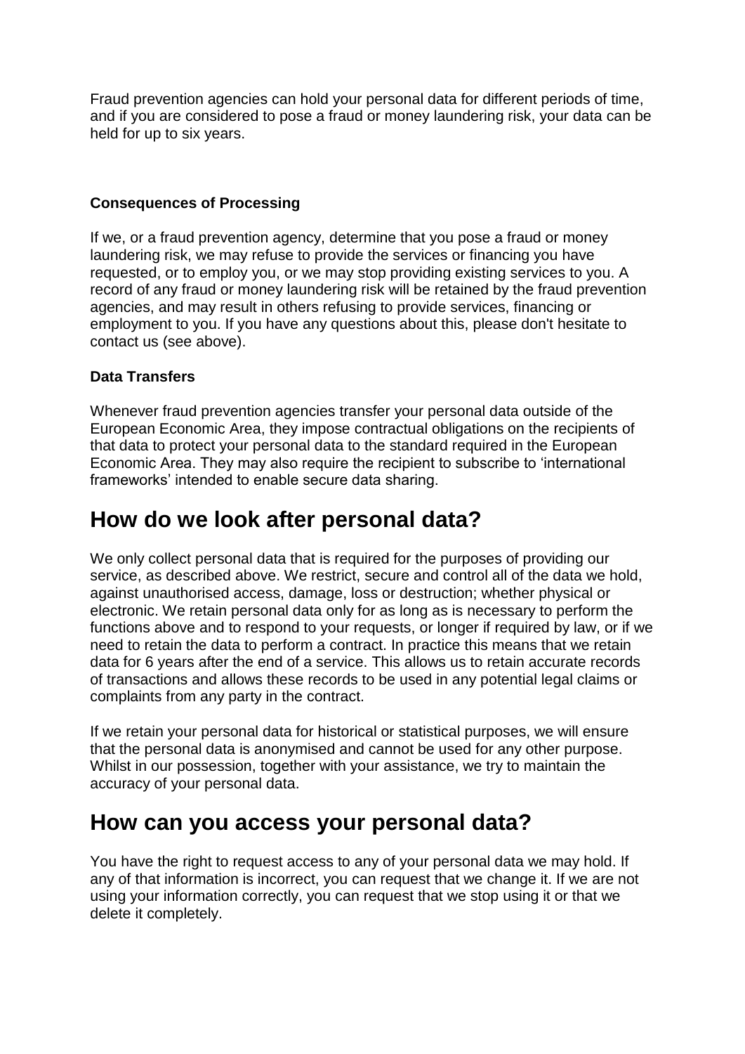Fraud prevention agencies can hold your personal data for different periods of time, and if you are considered to pose a fraud or money laundering risk, your data can be held for up to six years.

**Consequences of Processing**

If we, or a fraud prevention agency, determine that you pose a fraud or money laundering risk, we may refuse to provide the services or financing you have requested, or to employ you, or we may stop providing existing services to you. A record of any fraud or money laundering risk will be retained by the fraud prevention agencies, and may result in others refusing to provide services, financing or employment to you. If you have any questions about this, please don't hesitate to contact us (see above).

**Data Transfers**

Whenever fraud prevention agencies transfer your personal data outside of the European Economic Area, they impose contractual obligations on the recipients of that data to protect your personal data to the standard required in the European Economic Area. They may also require the recipient to subscribe to 'international frameworks' intended to enable secure data sharing.

## How do we look after personal data?

We only collect personal data that is required for the purposes of providing our service, as described above. We restrict, secure and control all of the data we hold, against unauthorised access, damage, loss or destruction; whether physical or electronic. We retain personal data only for as long as is necessary to perform the functions above and to respond to your requests, or longer if required by law, or if we need to retain the data to perform a contract. In practice this means that we retain data for 6 years after the end of a service. This allows us to retain accurate records of transactions and allows these records to be used in any potential legal claims or complaints from any party in the contract.

If we retain your personal data for historical or statistical purposes, we will ensure that the personal data is anonymised and cannot be used for any other purpose. Whilst in our possession, together with your assistance, we try to maintain the accuracy of your personal data.

## How can you access your personal data?

You have the right to request access to any of your personal data we may hold. If any of that information is incorrect, you can request that we change it. If we are not using your information correctly, you can request that we stop using it or that we delete it completely.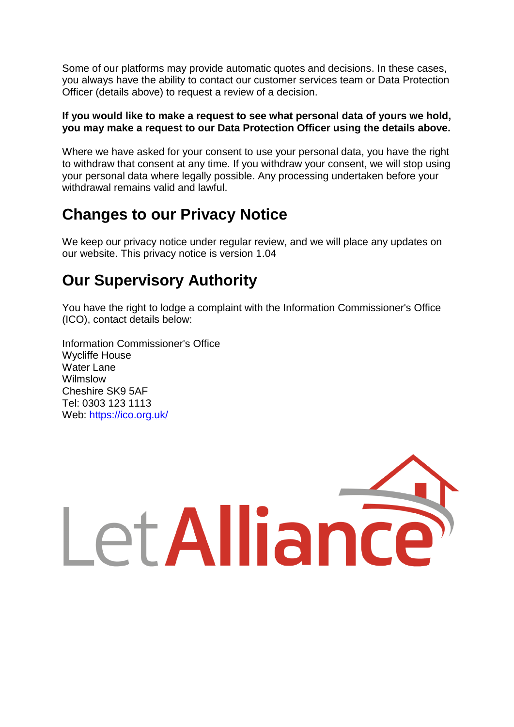Some of our platforms may provide automatic quotes and decisions. In these cases, you always have the ability to contact our customer services team or Data Protection Officer (details above) to request a review of a decision.

**If you would like to make a request to see what personal data of yours we hold, you may make a request to our Data Protection Officer using the details above.**

Where we have asked for your consent to use your personal data, you have the right to withdraw that consent at any time. If you withdraw your consent, we will stop using your personal data where legally possible. Any processing undertaken before your withdrawal remains valid and lawful.

## Changes to our Privacy Notice

We keep our privacy notice under regular review, and we will place any updates on our website. This privacy notice is version 1.04

## Our Supervisory Authority

You have the right to lodge a complaint with the Information Commissioner's Office (ICO), contact details below:

Information Commissioner's Office
Wycliffe House
Water Lane
Wilmslow
Cheshire SK9 5AF
Tel: 0303 123 1113
Web: [https://ico.org.uk/](https://ico.org.uk/)

LetAlliance